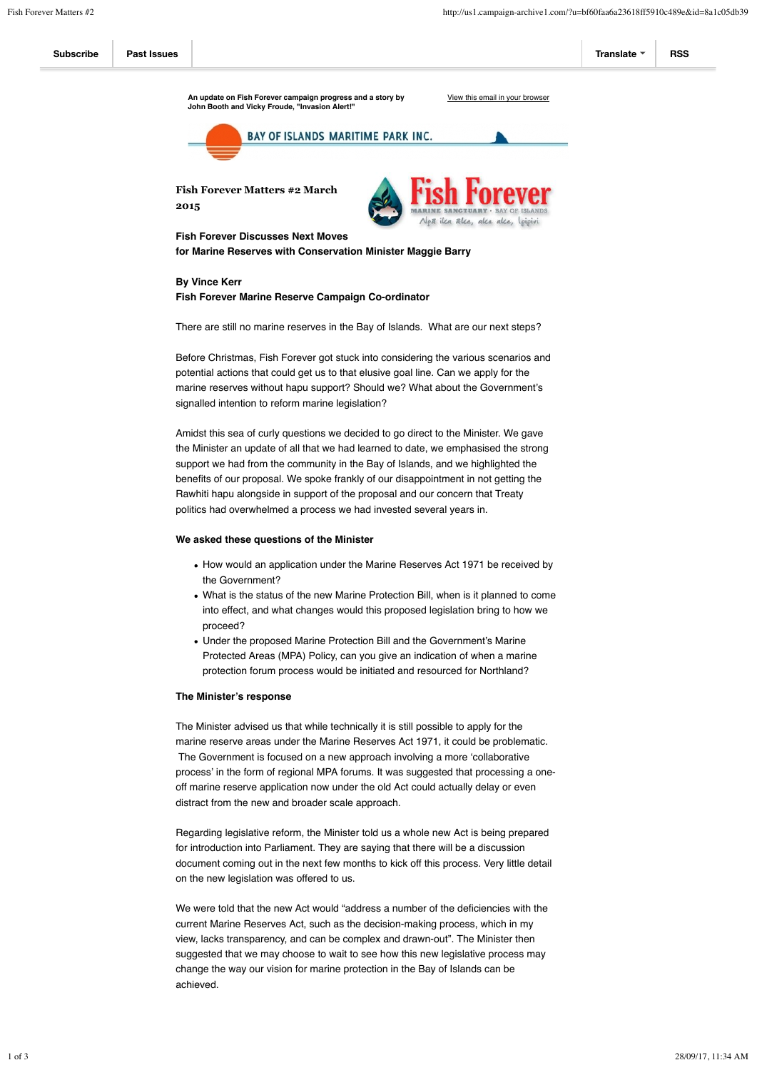Subscribe | Past Issues | Translate | RSS

An update on Fish Forever campaign progress and a story by John Booth and Vicky Froude, "Invasion Alert!"

View this email in your browser

BAY OF ISLANDS MARITIME PARK INC.

**Fish Forever Matters #2 March 2015**

Fish Forever
MARINE SANCTUARY · BAY OF ISLANDS
Ngā ika āke, ake, ake, Ipipiri

**Fish Forever Discusses Next Moves**
**for Marine Reserves with Conservation Minister Maggie Barry**

**By Vince Kerr**
**Fish Forever Marine Reserve Campaign Co-ordinator**

There are still no marine reserves in the Bay of Islands. What are our next steps?

Before Christmas, Fish Forever got stuck into considering the various scenarios and potential actions that could get us to that elusive goal line. Can we apply for the marine reserves without hapu support? Should we? What about the Government's signalled intention to reform marine legislation?

Amidst this sea of curly questions we decided to go direct to the Minister. We gave the Minister an update of all that we had learned to date, we emphasised the strong support we had from the community in the Bay of Islands, and we highlighted the benefits of our proposal. We spoke frankly of our disappointment in not getting the Rawhiti hapu alongside in support of the proposal and our concern that Treaty politics had overwhelmed a process we had invested several years in.

**We asked these questions of the Minister**

- How would an application under the Marine Reserves Act 1971 be received by the Government?
- What is the status of the new Marine Protection Bill, when is it planned to come into effect, and what changes would this proposed legislation bring to how we proceed?
- Under the proposed Marine Protection Bill and the Government's Marine Protected Areas (MPA) Policy, can you give an indication of when a marine protection forum process would be initiated and resourced for Northland?

**The Minister's response**

The Minister advised us that while technically it is still possible to apply for the marine reserve areas under the Marine Reserves Act 1971, it could be problematic. The Government is focused on a new approach involving a more 'collaborative process' in the form of regional MPA forums. It was suggested that processing a one-off marine reserve application now under the old Act could actually delay or even distract from the new and broader scale approach.

Regarding legislative reform, the Minister told us a whole new Act is being prepared for introduction into Parliament. They are saying that there will be a discussion document coming out in the next few months to kick off this process. Very little detail on the new legislation was offered to us.

We were told that the new Act would "address a number of the deficiencies with the current Marine Reserves Act, such as the decision-making process, which in my view, lacks transparency, and can be complex and drawn-out". The Minister then suggested that we may choose to wait to see how this new legislative process may change the way our vision for marine protection in the Bay of Islands can be achieved.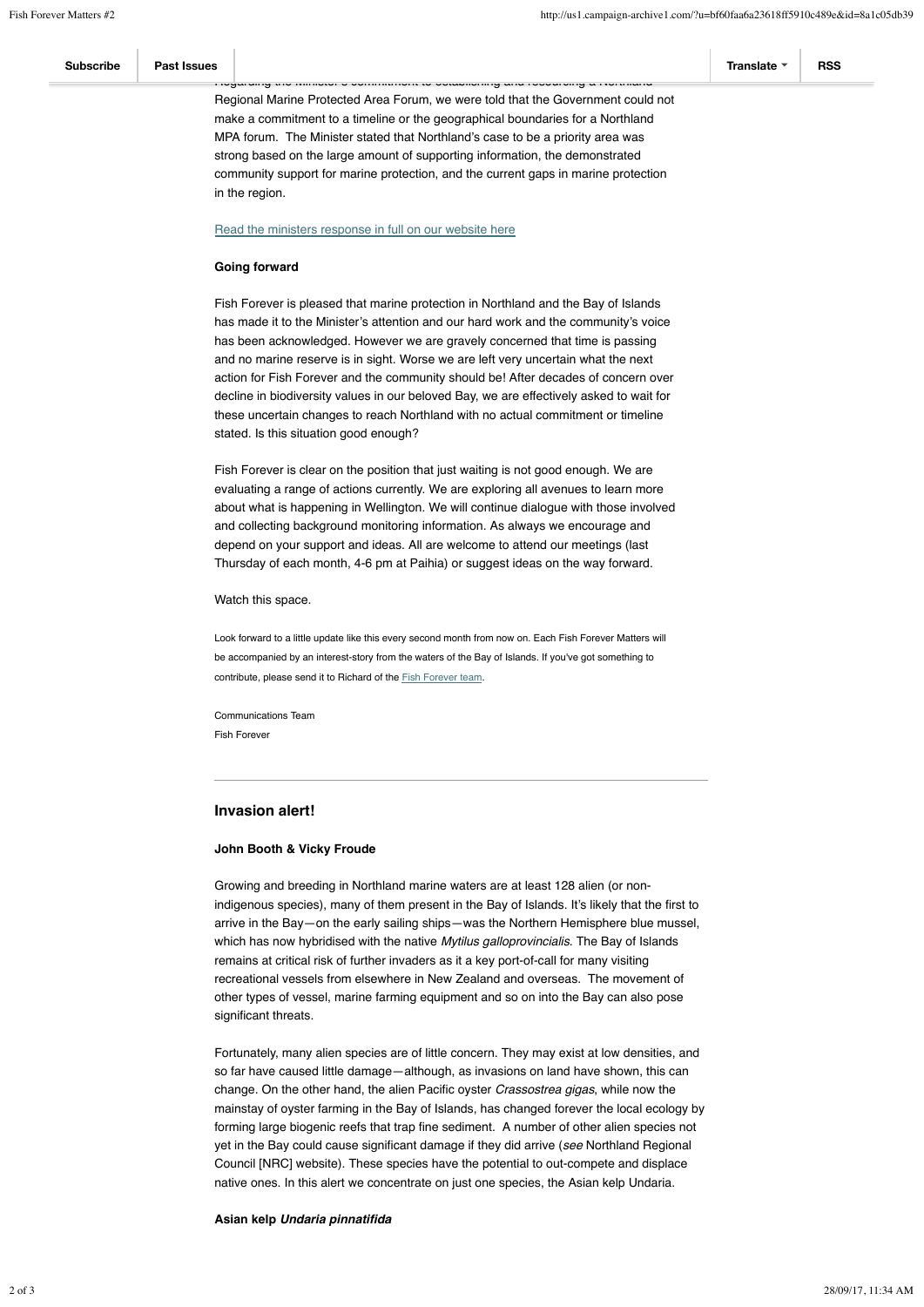Regarding the Minister's commitment to establishing and resourcing a Northland Regional Marine Protected Area Forum, we were told that the Government could not make a commitment to a timeline or the geographical boundaries for a Northland MPA forum. The Minister stated that Northland's case to be a priority area was strong based on the large amount of supporting information, the demonstrated community support for marine protection, and the current gaps in marine protection in the region.

Read the ministers response in full on our website here

**Going forward**

Fish Forever is pleased that marine protection in Northland and the Bay of Islands has made it to the Minister's attention and our hard work and the community's voice has been acknowledged. However we are gravely concerned that time is passing and no marine reserve is in sight. Worse we are left very uncertain what the next action for Fish Forever and the community should be! After decades of concern over decline in biodiversity values in our beloved Bay, we are effectively asked to wait for these uncertain changes to reach Northland with no actual commitment or timeline stated. Is this situation good enough?

Fish Forever is clear on the position that just waiting is not good enough. We are evaluating a range of actions currently. We are exploring all avenues to learn more about what is happening in Wellington. We will continue dialogue with those involved and collecting background monitoring information. As always we encourage and depend on your support and ideas. All are welcome to attend our meetings (last Thursday of each month, 4-6 pm at Paihia) or suggest ideas on the way forward.

Watch this space.

Look forward to a little update like this every second month from now on. Each Fish Forever Matters will be accompanied by an interest-story from the waters of the Bay of Islands. If you've got something to contribute, please send it to Richard of the Fish Forever team.

Communications Team
Fish Forever

---

## Invasion alert!

**John Booth & Vicky Froude**

Growing and breeding in Northland marine waters are at least 128 alien (or non-indigenous species), many of them present in the Bay of Islands. It's likely that the first to arrive in the Bay—on the early sailing ships—was the Northern Hemisphere blue mussel, which has now hybridised with the native *Mytilus galloprovincialis*. The Bay of Islands remains at critical risk of further invaders as it a key port-of-call for many visiting recreational vessels from elsewhere in New Zealand and overseas. The movement of other types of vessel, marine farming equipment and so on into the Bay can also pose significant threats.

Fortunately, many alien species are of little concern. They may exist at low densities, and so far have caused little damage—although, as invasions on land have shown, this can change. On the other hand, the alien Pacific oyster *Crassostrea gigas*, while now the mainstay of oyster farming in the Bay of Islands, has changed forever the local ecology by forming large biogenic reefs that trap fine sediment. A number of other alien species not yet in the Bay could cause significant damage if they did arrive (*see* Northland Regional Council [NRC] website). These species have the potential to out-compete and displace native ones. In this alert we concentrate on just one species, the Asian kelp Undaria.

**Asian kelp *Undaria pinnatifida***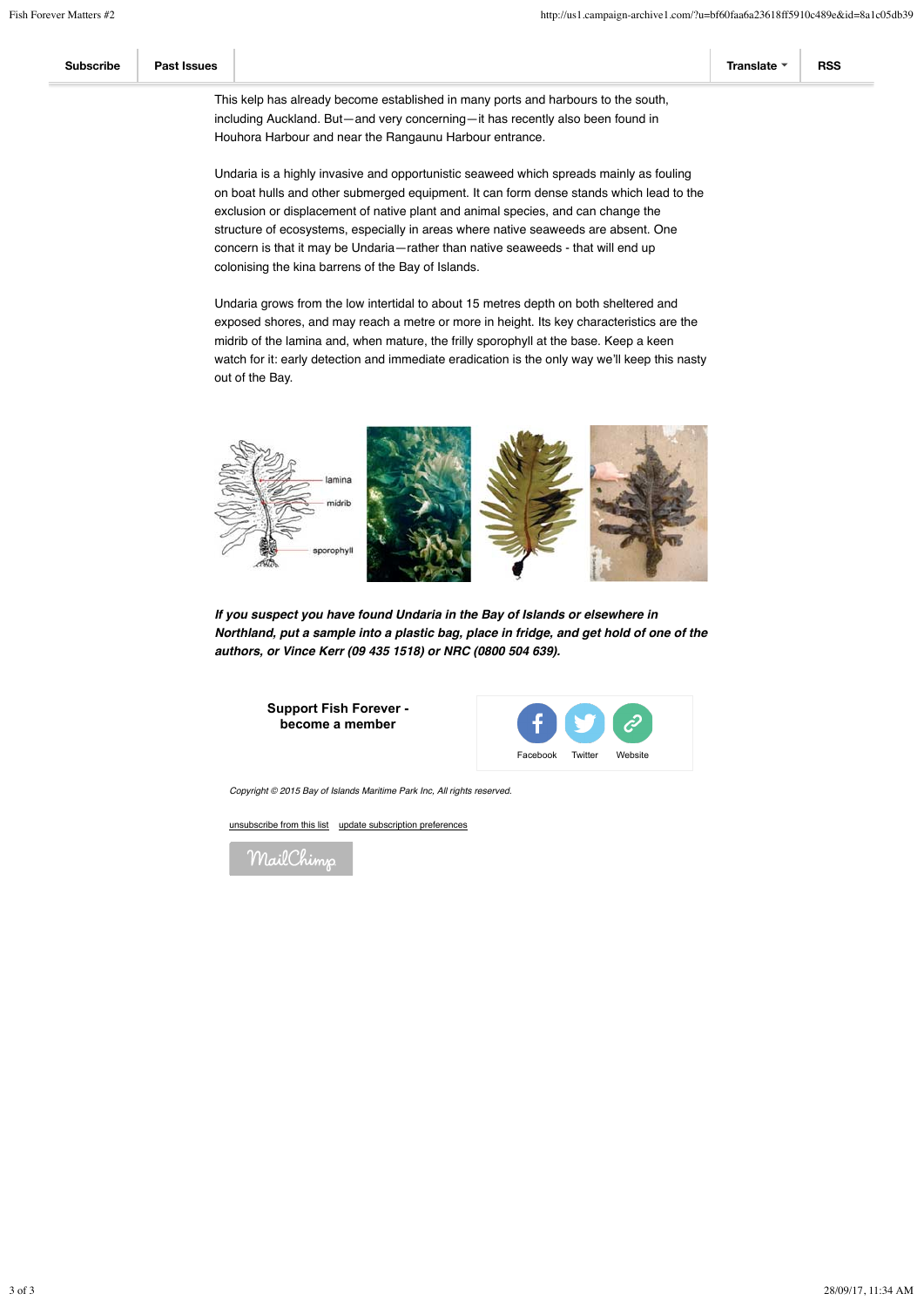This kelp has already become established in many ports and harbours to the south, including Auckland. But—and very concerning—it has recently also been found in Houhora Harbour and near the Rangaunu Harbour entrance.

Undaria is a highly invasive and opportunistic seaweed which spreads mainly as fouling on boat hulls and other submerged equipment. It can form dense stands which lead to the exclusion or displacement of native plant and animal species, and can change the structure of ecosystems, especially in areas where native seaweeds are absent. One concern is that it may be Undaria—rather than native seaweeds - that will end up colonising the kina barrens of the Bay of Islands.

Undaria grows from the low intertidal to about 15 metres depth on both sheltered and exposed shores, and may reach a metre or more in height. Its key characteristics are the midrib of the lamina and, when mature, the frilly sporophyll at the base. Keep a keen watch for it: early detection and immediate eradication is the only way we'll keep this nasty out of the Bay.

lamina

midrib

sporophyll

***If you suspect you have found Undaria in the Bay of Islands or elsewhere in Northland, put a sample into a plastic bag, place in fridge, and get hold of one of the authors, or Vince Kerr (09 435 1518) or NRC (0800 504 639).***

**Support Fish Forever - become a member**

Facebook Twitter Website

*Copyright © 2015 Bay of Islands Maritime Park Inc, All rights reserved.*

unsubscribe from this list update subscription preferences